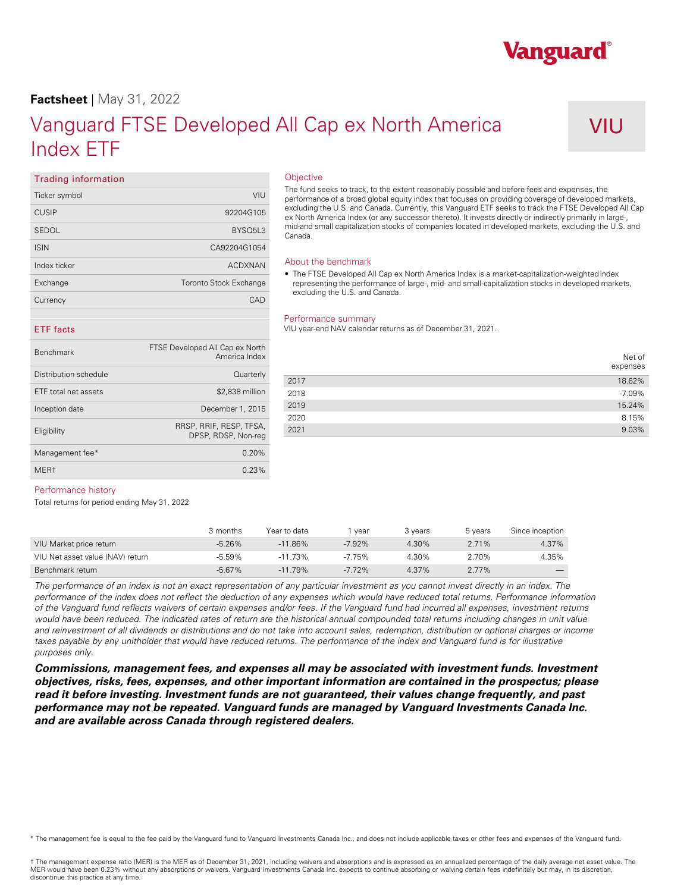Vanguard

**Factsheet** | May 31, 2022

# Vanguard FTSE Developed All Cap ex North America Index ETF

VIU

## Trading information

| | |
|---|---|
| Ticker symbol | VIU |
| CUSIP | 92204G105 |
| SEDOL | BYSQ5L3 |
| ISIN | CA92204G1054 |
| Index ticker | ACDXNAN |
| Exchange | Toronto Stock Exchange |
| Currency | CAD |

## ETF facts

| | |
|---|---|
| Benchmark | FTSE Developed All Cap ex North America Index |
| Distribution schedule | Quarterly |
| ETF total net assets | $2,838 million |
| Inception date | December 1, 2015 |
| Eligibility | RRSP, RRIF, RESP, TFSA, DPSP, RDSP, Non-reg |
| Management fee* | 0.20% |
| MER† | 0.23% |

## Objective

The fund seeks to track, to the extent reasonably possible and before fees and expenses, the performance of a broad global equity index that focuses on providing coverage of developed markets, excluding the U.S. and Canada. Currently, this Vanguard ETF seeks to track the FTSE Developed All Cap ex North America Index (or any successor thereto). It invests directly or indirectly primarily in large-, mid-and small capitalization stocks of companies located in developed markets, excluding the U.S. and Canada.

## About the benchmark

- The FTSE Developed All Cap ex North America Index is a market-capitalization-weighted index representing the performance of large-, mid- and small-capitalization stocks in developed markets, excluding the U.S. and Canada.

## Performance summary

VIU year-end NAV calendar returns as of December 31, 2021.

| | Net of expenses |
|---|---|
| 2017 | 18.62% |
| 2018 | -7.09% |
| 2019 | 15.24% |
| 2020 | 8.15% |
| 2021 | 9.03% |

## Performance history

Total returns for period ending May 31, 2022

| | 3 months | Year to date | 1 year | 3 years | 5 years | Since inception |
|---|---|---|---|---|---|---|
| VIU Market price return | -5.26% | -11.86% | -7.92% | 4.30% | 2.71% | 4.37% |
| VIU Net asset value (NAV) return | -5.59% | -11.73% | -7.75% | 4.30% | 2.70% | 4.35% |
| Benchmark return | -5.67% | -11.79% | -7.72% | 4.37% | 2.77% | — |

*The performance of an index is not an exact representation of any particular investment as you cannot invest directly in an index. The performance of the index does not reflect the deduction of any expenses which would have reduced total returns. Performance information of the Vanguard fund reflects waivers of certain expenses and/or fees. If the Vanguard fund had incurred all expenses, investment returns would have been reduced. The indicated rates of return are the historical annual compounded total returns including changes in unit value and reinvestment of all dividends or distributions and do not take into account sales, redemption, distribution or optional charges or income taxes payable by any unitholder that would have reduced returns. The performance of the index and Vanguard fund is for illustrative purposes only.*

***Commissions, management fees, and expenses all may be associated with investment funds. Investment objectives, risks, fees, expenses, and other important information are contained in the prospectus; please read it before investing. Investment funds are not guaranteed, their values change frequently, and past performance may not be repeated. Vanguard funds are managed by Vanguard Investments Canada Inc. and are available across Canada through registered dealers.***

\* The management fee is equal to the fee paid by the Vanguard fund to Vanguard Investments Canada Inc., and does not include applicable taxes or other fees and expenses of the Vanguard fund.

† The management expense ratio (MER) is the MER as of December 31, 2021, including waivers and absorptions and is expressed as an annualized percentage of the daily average net asset value. The MER would have been 0.23% without any absorptions or waivers. Vanguard Investments Canada Inc. expects to continue absorbing or waiving certain fees indefinitely but may, in its discretion, discontinue this practice at any time.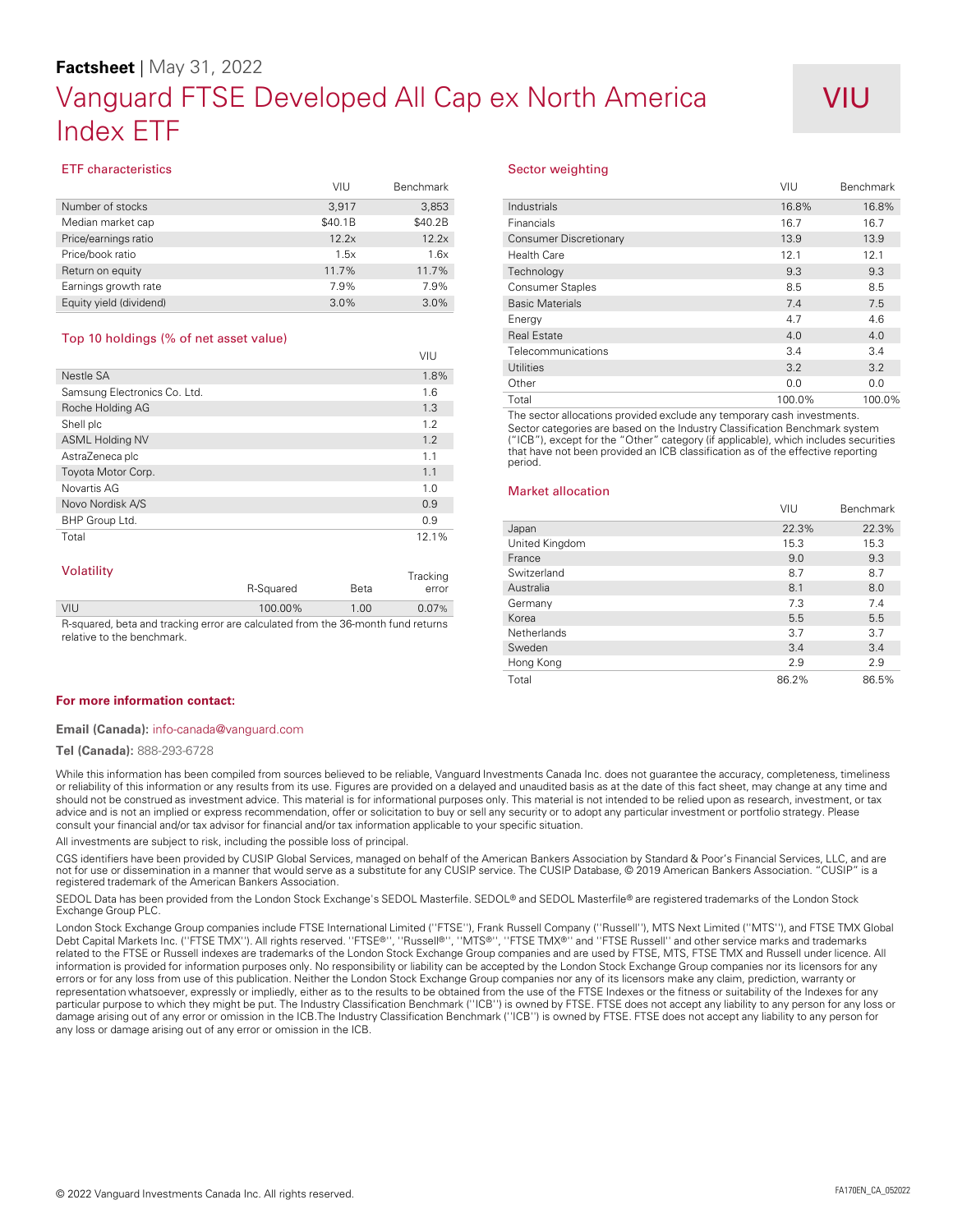**Factsheet** | May 31, 2022

# Vanguard FTSE Developed All Cap ex North America Index ETF

**VIU**

## ETF characteristics

| | VIU | Benchmark |
|---|---|---|
| Number of stocks | 3,917 | 3,853 |
| Median market cap | $40.1B | $40.2B |
| Price/earnings ratio | 12.2x | 12.2x |
| Price/book ratio | 1.5x | 1.6x |
| Return on equity | 11.7% | 11.7% |
| Earnings growth rate | 7.9% | 7.9% |
| Equity yield (dividend) | 3.0% | 3.0% |

## Top 10 holdings (% of net asset value)

| | VIU |
|---|---|
| Nestle SA | 1.8% |
| Samsung Electronics Co. Ltd. | 1.6 |
| Roche Holding AG | 1.3 |
| Shell plc | 1.2 |
| ASML Holding NV | 1.2 |
| AstraZeneca plc | 1.1 |
| Toyota Motor Corp. | 1.1 |
| Novartis AG | 1.0 |
| Novo Nordisk A/S | 0.9 |
| BHP Group Ltd. | 0.9 |
| Total | 12.1% |

## Volatility

| | R-Squared | Beta | Tracking error |
|---|---|---|---|
| VIU | 100.00% | 1.00 | 0.07% |

R-squared, beta and tracking error are calculated from the 36-month fund returns relative to the benchmark.

## Sector weighting

| | VIU | Benchmark |
|---|---|---|
| Industrials | 16.8% | 16.8% |
| Financials | 16.7 | 16.7 |
| Consumer Discretionary | 13.9 | 13.9 |
| Health Care | 12.1 | 12.1 |
| Technology | 9.3 | 9.3 |
| Consumer Staples | 8.5 | 8.5 |
| Basic Materials | 7.4 | 7.5 |
| Energy | 4.7 | 4.6 |
| Real Estate | 4.0 | 4.0 |
| Telecommunications | 3.4 | 3.4 |
| Utilities | 3.2 | 3.2 |
| Other | 0.0 | 0.0 |
| Total | 100.0% | 100.0% |

The sector allocations provided exclude any temporary cash investments. Sector categories are based on the Industry Classification Benchmark system ("ICB"), except for the "Other" category (if applicable), which includes securities that have not been provided an ICB classification as of the effective reporting period.

## Market allocation

| | VIU | Benchmark |
|---|---|---|
| Japan | 22.3% | 22.3% |
| United Kingdom | 15.3 | 15.3 |
| France | 9.0 | 9.3 |
| Switzerland | 8.7 | 8.7 |
| Australia | 8.1 | 8.0 |
| Germany | 7.3 | 7.4 |
| Korea | 5.5 | 5.5 |
| Netherlands | 3.7 | 3.7 |
| Sweden | 3.4 | 3.4 |
| Hong Kong | 2.9 | 2.9 |
| Total | 86.2% | 86.5% |

**For more information contact:**

**Email (Canada):** info-canada@vanguard.com

**Tel (Canada):** 888-293-6728

While this information has been compiled from sources believed to be reliable, Vanguard Investments Canada Inc. does not guarantee the accuracy, completeness, timeliness or reliability of this information or any results from its use. Figures are provided on a delayed and unaudited basis as at the date of this fact sheet, may change at any time and should not be construed as investment advice. This material is for informational purposes only. This material is not intended to be relied upon as research, investment, or tax advice and is not an implied or express recommendation, offer or solicitation to buy or sell any security or to adopt any particular investment or portfolio strategy. Please consult your financial and/or tax advisor for financial and/or tax information applicable to your specific situation.

All investments are subject to risk, including the possible loss of principal.

CGS identifiers have been provided by CUSIP Global Services, managed on behalf of the American Bankers Association by Standard & Poor's Financial Services, LLC, and are not for use or dissemination in a manner that would serve as a substitute for any CUSIP service. The CUSIP Database, © 2019 American Bankers Association. "CUSIP" is a registered trademark of the American Bankers Association.

SEDOL Data has been provided from the London Stock Exchange's SEDOL Masterfile. SEDOL® and SEDOL Masterfile® are registered trademarks of the London Stock Exchange Group PLC.

London Stock Exchange Group companies include FTSE International Limited (''FTSE''), Frank Russell Company (''Russell''), MTS Next Limited (''MTS''), and FTSE TMX Global Debt Capital Markets Inc. (''FTSE TMX''). All rights reserved. ''FTSE®'', ''Russell®'', ''MTS®'', ''FTSE TMX®'' and ''FTSE Russell'' and other service marks and trademarks related to the FTSE or Russell indexes are trademarks of the London Stock Exchange Group companies and are used by FTSE, MTS, FTSE TMX and Russell under licence. All information is provided for information purposes only. No responsibility or liability can be accepted by the London Stock Exchange Group companies nor its licensors for any errors or for any loss from use of this publication. Neither the London Stock Exchange Group companies nor any of its licensors make any claim, prediction, warranty or representation whatsoever, expressly or impliedly, either as to the results to be obtained from the use of the FTSE Indexes or the fitness or suitability of the Indexes for any particular purpose to which they might be put. The Industry Classification Benchmark (''ICB'') is owned by FTSE. FTSE does not accept any liability to any person for any loss or damage arising out of any error or omission in the ICB.The Industry Classification Benchmark (''ICB'') is owned by FTSE. FTSE does not accept any liability to any person for any loss or damage arising out of any error or omission in the ICB.

© 2022 Vanguard Investments Canada Inc. All rights reserved.

FA170EN_CA_052022